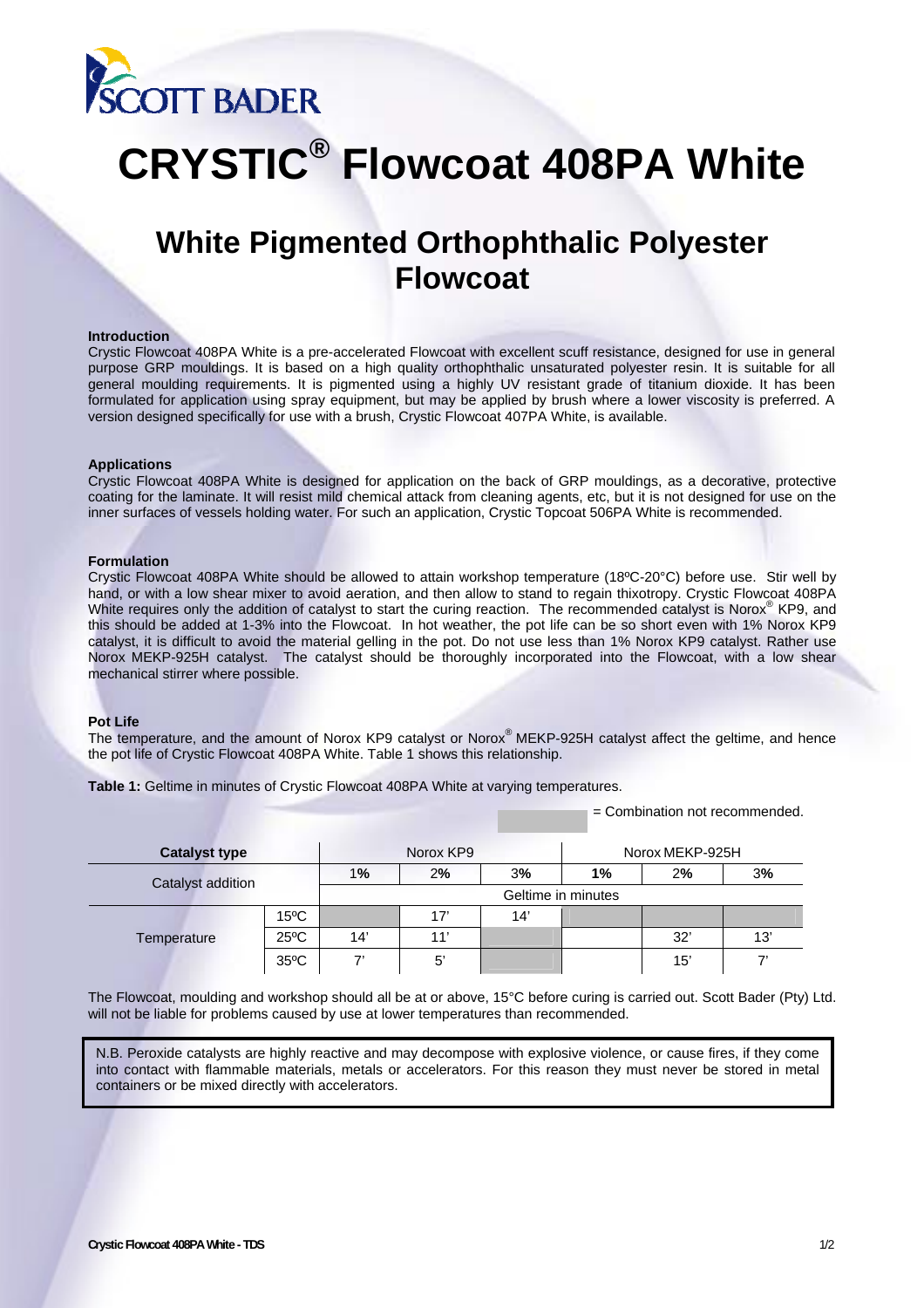# CRYSTIC® Flowcoat 408PA White

## White Pigmented Orthophthalic Polyester Flowcoat

**Introduction**

Crystic Flowcoat 408PA White is a pre-accelerated Flowcoat with excellent scuff resistance, designed for use in general purpose GRP mouldings. It is based on a high quality orthophthalic unsaturated polyester resin. It is suitable for all general moulding requirements. It is pigmented using a highly UV resistant grade of titanium dioxide. It has been formulated for application using spray equipment, but may be applied by brush where a lower viscosity is preferred. A version designed specifically for use with a brush, Crystic Flowcoat 407PA White, is available.

**Applications**

Crystic Flowcoat 408PA White is designed for application on the back of GRP mouldings, as a decorative, protective coating for the laminate. It will resist mild chemical attack from cleaning agents, etc, but it is not designed for use on the inner surfaces of vessels holding water. For such an application, Crystic Topcoat 506PA White is recommended.

**Formulation**

Crystic Flowcoat 408PA White should be allowed to attain workshop temperature (18ºC-20°C) before use. Stir well by hand, or with a low shear mixer to avoid aeration, and then allow to stand to regain thixotropy. Crystic Flowcoat 408PA White requires only the addition of catalyst to start the curing reaction. The recommended catalyst is Norox® KP9, and this should be added at 1-3% into the Flowcoat. In hot weather, the pot life can be so short even with 1% Norox KP9 catalyst, it is difficult to avoid the material gelling in the pot. Do not use less than 1% Norox KP9 catalyst. Rather use Norox MEKP-925H catalyst. The catalyst should be thoroughly incorporated into the Flowcoat, with a low shear mechanical stirrer where possible.

**Pot Life**

The temperature, and the amount of Norox KP9 catalyst or Norox® MEKP-925H catalyst affect the geltime, and hence the pot life of Crystic Flowcoat 408PA White. Table 1 shows this relationship.

**Table 1:** Geltime in minutes of Crystic Flowcoat 408PA White at varying temperatures.

(Shaded cell) = Combination not recommended.

| Catalyst type | | Norox KP9 | | | Norox MEKP-925H | | |
|---|---|---|---|---|---|---|---|
| Catalyst addition | | 1% | 2% | 3% | 1% | 2% | 3% |
| | | Geltime in minutes | | | | | |
| Temperature | 15ºC | | 17' | 14' | | | |
| | 25ºC | 14' | 11' | | | 32' | 13' |
| | 35ºC | 7' | 5' | | | 15' | 7' |

The Flowcoat, moulding and workshop should all be at or above, 15°C before curing is carried out. Scott Bader (Pty) Ltd. will not be liable for problems caused by use at lower temperatures than recommended.

N.B. Peroxide catalysts are highly reactive and may decompose with explosive violence, or cause fires, if they come into contact with flammable materials, metals or accelerators. For this reason they must never be stored in metal containers or be mixed directly with accelerators.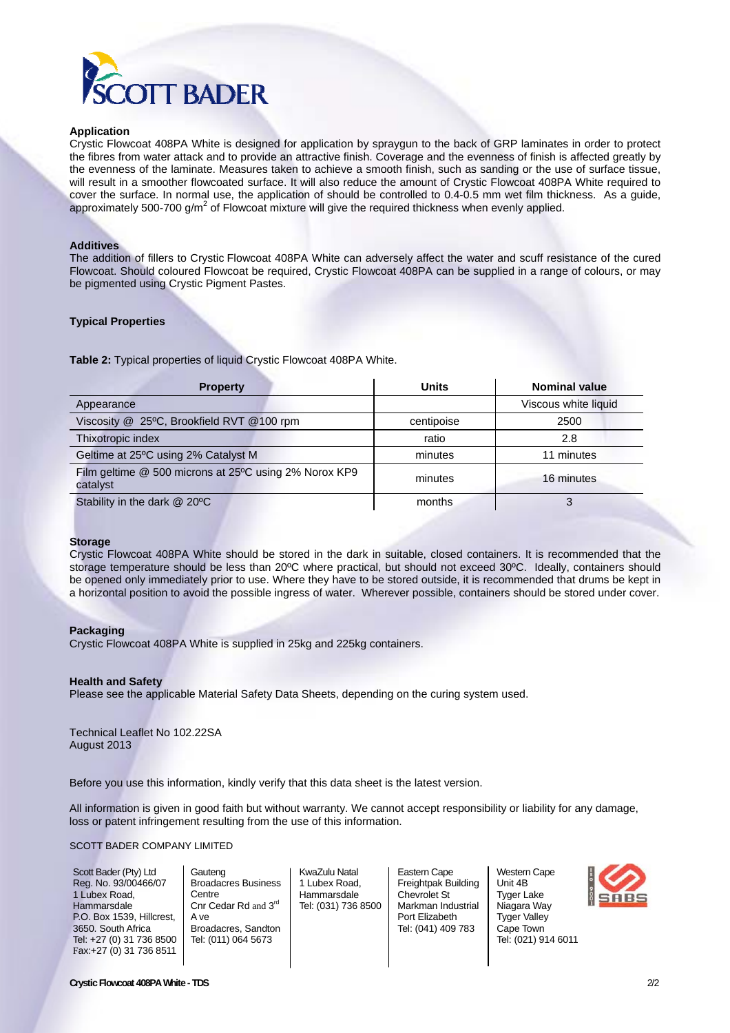**Application**

Crystic Flowcoat 408PA White is designed for application by spraygun to the back of GRP laminates in order to protect the fibres from water attack and to provide an attractive finish. Coverage and the evenness of finish is affected greatly by the evenness of the laminate. Measures taken to achieve a smooth finish, such as sanding or the use of surface tissue, will result in a smoother flowcoated surface. It will also reduce the amount of Crystic Flowcoat 408PA White required to cover the surface. In normal use, the application of should be controlled to 0.4-0.5 mm wet film thickness. As a guide, approximately 500-700 g/m$^2$ of Flowcoat mixture will give the required thickness when evenly applied.

**Additives**

The addition of fillers to Crystic Flowcoat 408PA White can adversely affect the water and scuff resistance of the cured Flowcoat. Should coloured Flowcoat be required, Crystic Flowcoat 408PA can be supplied in a range of colours, or may be pigmented using Crystic Pigment Pastes.

**Typical Properties**

**Table 2:** Typical properties of liquid Crystic Flowcoat 408PA White.

| Property | Units | Nominal value |
|---|---|---|
| Appearance | | Viscous white liquid |
| Viscosity @ 25ºC, Brookfield RVT @100 rpm | centipoise | 2500 |
| Thixotropic index | ratio | 2.8 |
| Geltime at 25ºC using 2% Catalyst M | minutes | 11 minutes |
| Film geltime @ 500 microns at 25ºC using 2% Norox KP9 catalyst | minutes | 16 minutes |
| Stability in the dark @ 20ºC | months | 3 |

**Storage**

Crystic Flowcoat 408PA White should be stored in the dark in suitable, closed containers. It is recommended that the storage temperature should be less than 20ºC where practical, but should not exceed 30ºC. Ideally, containers should be opened only immediately prior to use. Where they have to be stored outside, it is recommended that drums be kept in a horizontal position to avoid the possible ingress of water. Wherever possible, containers should be stored under cover.

**Packaging**

Crystic Flowcoat 408PA White is supplied in 25kg and 225kg containers.

**Health and Safety**

Please see the applicable Material Safety Data Sheets, depending on the curing system used.

Technical Leaflet No 102.22SA
August 2013

Before you use this information, kindly verify that this data sheet is the latest version.

All information is given in good faith but without warranty. We cannot accept responsibility or liability for any damage, loss or patent infringement resulting from the use of this information.

SCOTT BADER COMPANY LIMITED

Scott Bader (Pty) Ltd
Reg. No. 93/00466/07
1 Lubex Road,
Hammarsdale
P.O. Box 1539, Hillcrest,
3650. South Africa
Tel: +27 (0) 31 736 8500
Fax:+27 (0) 31 736 8511

Gauteng
Broadacres Business Centre
Cnr Cedar Rd and 3rd Ave
Broadacres, Sandton
Tel: (011) 064 5673

KwaZulu Natal
1 Lubex Road,
Hammarsdale
Tel: (031) 736 8500

Eastern Cape
Freightpak Building
Chevrolet St
Markman Industrial
Port Elizabeth
Tel: (041) 409 783

Western Cape
Unit 4B
Tyger Lake
Niagara Way
Tyger Valley
Cape Town
Tel: (021) 914 6011